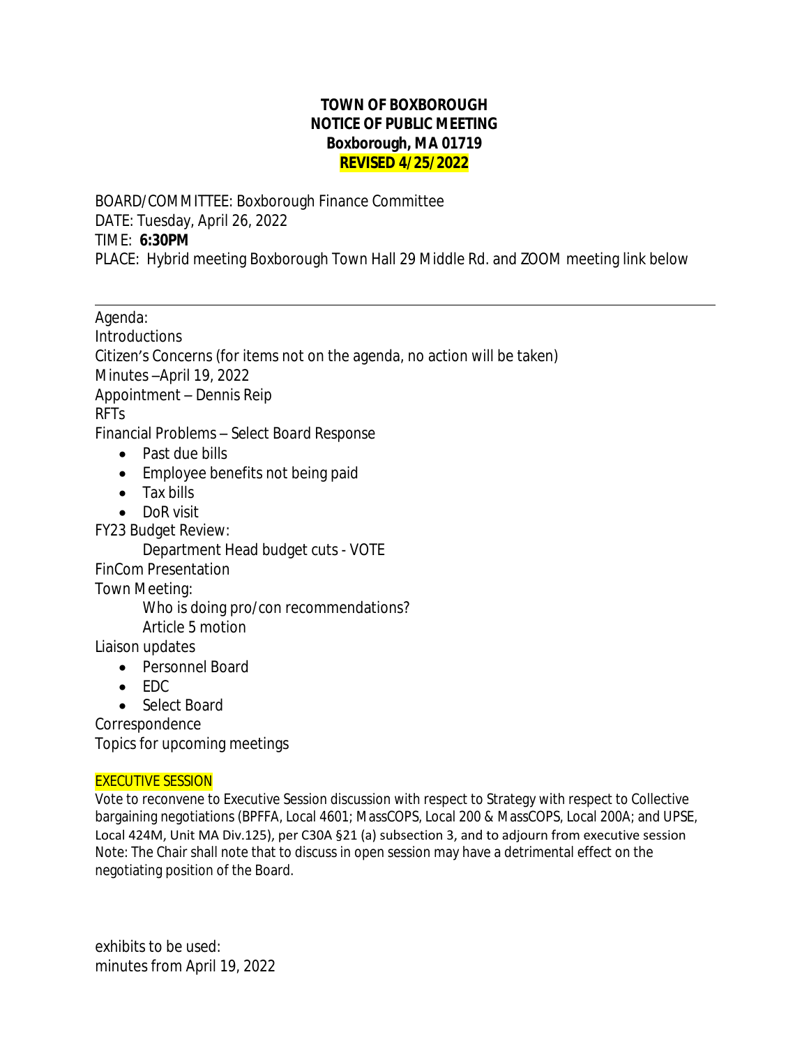**TOWN OF BOXBOROUGH**
**NOTICE OF PUBLIC MEETING**
**Boxborough, MA 01719**
**REVISED 4/25/2022**

BOARD/COMMITTEE: Boxborough Finance Committee
DATE: Tuesday, April 26, 2022
TIME: **6:30PM**
PLACE: Hybrid meeting Boxborough Town Hall 29 Middle Rd. and ZOOM meeting link below

---

Agenda:
Introductions
Citizen's Concerns (for items not on the agenda, no action will be taken)
Minutes –April 19, 2022
Appointment – Dennis Reip
RFTs
Financial Problems – Select Board Response

- Past due bills
- Employee benefits not being paid
- Tax bills
- DoR visit

FY23 Budget Review:
Department Head budget cuts - VOTE
FinCom Presentation
Town Meeting:
Who is doing pro/con recommendations?
Article 5 motion
Liaison updates

- Personnel Board
- EDC
- Select Board

Correspondence
Topics for upcoming meetings

EXECUTIVE SESSION
Vote to reconvene to Executive Session discussion with respect to Strategy with respect to Collective bargaining negotiations (BPFFA, Local 4601; MassCOPS, Local 200 & MassCOPS, Local 200A; and UPSE, Local 424M, Unit MA Div.125), per C30A §21 (a) subsection 3, and to adjourn from executive session
Note: The Chair shall note that to discuss in open session may have a detrimental effect on the negotiating position of the Board.

exhibits to be used:
minutes from April 19, 2022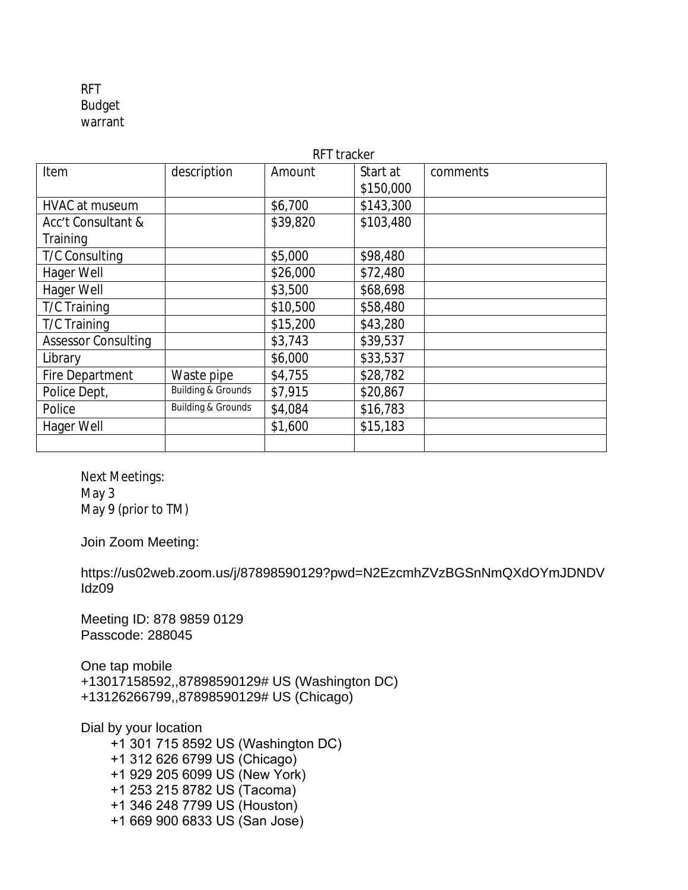RFT
Budget
warrant

RFT tracker

| Item | description | Amount | Start at $150,000 | comments |
|---|---|---|---|---|
| HVAC at museum | | $6,700 | $143,300 | |
| Acc't Consultant & Training | | $39,820 | $103,480 | |
| T/C Consulting | | $5,000 | $98,480 | |
| Hager Well | | $26,000 | $72,480 | |
| Hager Well | | $3,500 | $68,698 | |
| T/C Training | | $10,500 | $58,480 | |
| T/C Training | | $15,200 | $43,280 | |
| Assessor Consulting | | $3,743 | $39,537 | |
| Library | | $6,000 | $33,537 | |
| Fire Department | Waste pipe | $4,755 | $28,782 | |
| Police Dept, | Building & Grounds | $7,915 | $20,867 | |
| Police | Building & Grounds | $4,084 | $16,783 | |
| Hager Well | | $1,600 | $15,183 | |
| | | | | |

Next Meetings:
May 3
May 9 (prior to TM)

Join Zoom Meeting:

https://us02web.zoom.us/j/87898590129?pwd=N2EzcmhZVzBGSnNmQXdOYmJDNDVIdz09

Meeting ID: 878 9859 0129
Passcode: 288045

One tap mobile
+13017158592,,87898590129# US (Washington DC)
+13126266799,,87898590129# US (Chicago)

Dial by your location
+1 301 715 8592 US (Washington DC)
+1 312 626 6799 US (Chicago)
+1 929 205 6099 US (New York)
+1 253 215 8782 US (Tacoma)
+1 346 248 7799 US (Houston)
+1 669 900 6833 US (San Jose)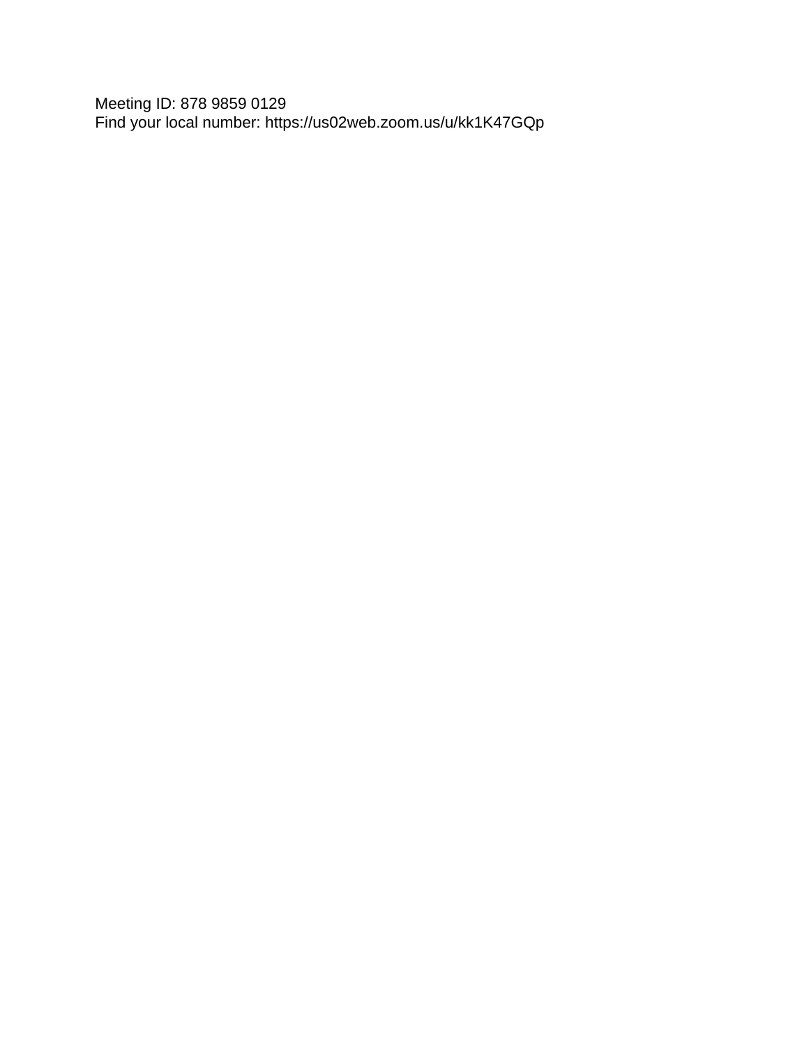Meeting ID: 878 9859 0129
Find your local number: https://us02web.zoom.us/u/kk1K47GQp